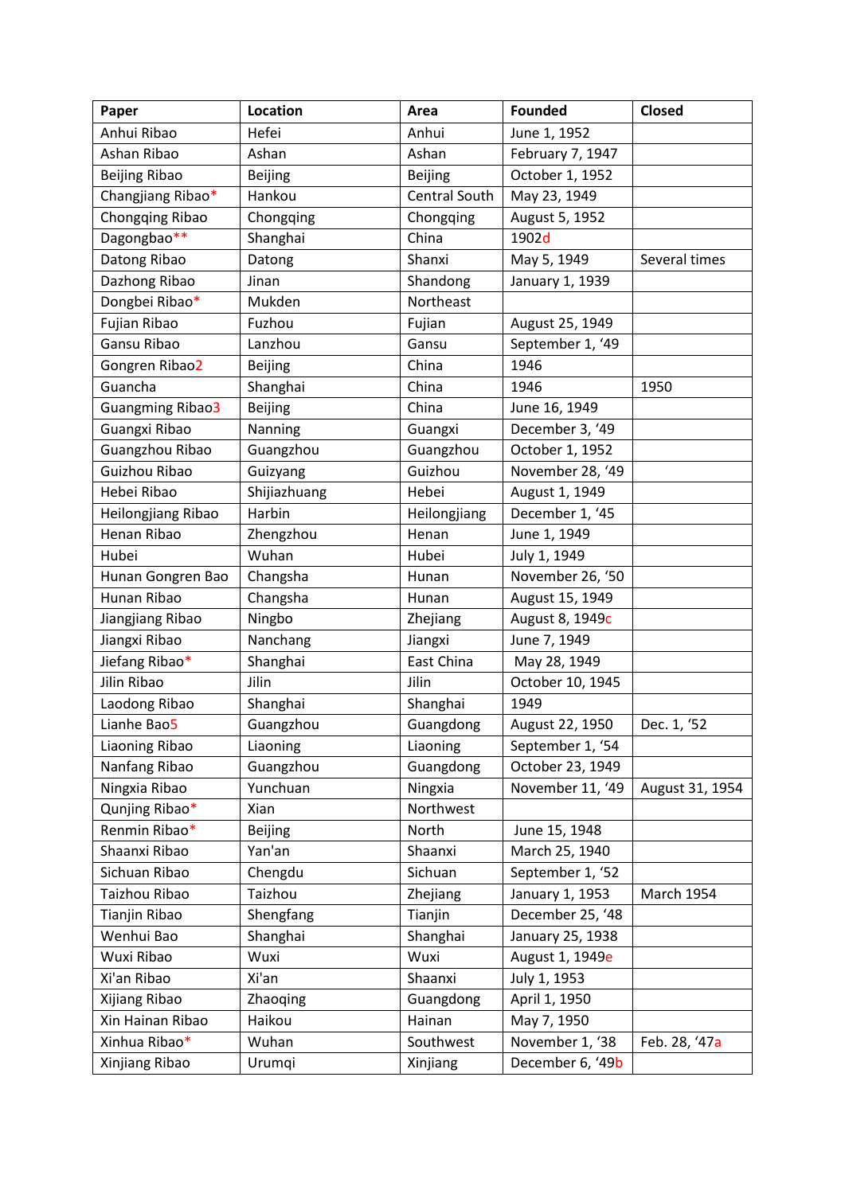| Paper | Location | Area | Founded | Closed |
|---|---|---|---|---|
| Anhui Ribao | Hefei | Anhui | June 1, 1952 | |
| Ashan Ribao | Ashan | Ashan | February 7, 1947 | |
| Beijing Ribao | Beijing | Beijing | October 1, 1952 | |
| Changjiang Ribao* | Hankou | Central South | May 23, 1949 | |
| Chongqing Ribao | Chongqing | Chongqing | August 5, 1952 | |
| Dagongbao** | Shanghai | China | 1902d | |
| Datong Ribao | Datong | Shanxi | May 5, 1949 | Several times |
| Dazhong Ribao | Jinan | Shandong | January 1, 1939 | |
| Dongbei Ribao* | Mukden | Northeast | | |
| Fujian Ribao | Fuzhou | Fujian | August 25, 1949 | |
| Gansu Ribao | Lanzhou | Gansu | September 1, '49 | |
| Gongren Ribao2 | Beijing | China | 1946 | |
| Guancha | Shanghai | China | 1946 | 1950 |
| Guangming Ribao3 | Beijing | China | June 16, 1949 | |
| Guangxi Ribao | Nanning | Guangxi | December 3, '49 | |
| Guangzhou Ribao | Guangzhou | Guangzhou | October 1, 1952 | |
| Guizhou Ribao | Guizyang | Guizhou | November 28, '49 | |
| Hebei Ribao | Shijiazhuang | Hebei | August 1, 1949 | |
| Heilongjiang Ribao | Harbin | Heilongjiang | December 1, '45 | |
| Henan Ribao | Zhengzhou | Henan | June 1, 1949 | |
| Hubei | Wuhan | Hubei | July 1, 1949 | |
| Hunan Gongren Bao | Changsha | Hunan | November 26, '50 | |
| Hunan Ribao | Changsha | Hunan | August 15, 1949 | |
| Jiangjiang Ribao | Ningbo | Zhejiang | August 8, 1949c | |
| Jiangxi Ribao | Nanchang | Jiangxi | June 7, 1949 | |
| Jiefang Ribao* | Shanghai | East China | May 28, 1949 | |
| Jilin Ribao | Jilin | Jilin | October 10, 1945 | |
| Laodong Ribao | Shanghai | Shanghai | 1949 | |
| Lianhe Bao5 | Guangzhou | Guangdong | August 22, 1950 | Dec. 1, '52 |
| Liaoning Ribao | Liaoning | Liaoning | September 1, '54 | |
| Nanfang Ribao | Guangzhou | Guangdong | October 23, 1949 | |
| Ningxia Ribao | Yunchuan | Ningxia | November 11, '49 | August 31, 1954 |
| Qunjing Ribao* | Xian | Northwest | | |
| Renmin Ribao* | Beijing | North | June 15, 1948 | |
| Shaanxi Ribao | Yan'an | Shaanxi | March 25, 1940 | |
| Sichuan Ribao | Chengdu | Sichuan | September 1, '52 | |
| Taizhou Ribao | Taizhou | Zhejiang | January 1, 1953 | March 1954 |
| Tianjin Ribao | Shengfang | Tianjin | December 25, '48 | |
| Wenhui Bao | Shanghai | Shanghai | January 25, 1938 | |
| Wuxi Ribao | Wuxi | Wuxi | August 1, 1949e | |
| Xi'an Ribao | Xi'an | Shaanxi | July 1, 1953 | |
| Xijiang Ribao | Zhaoqing | Guangdong | April 1, 1950 | |
| Xin Hainan Ribao | Haikou | Hainan | May 7, 1950 | |
| Xinhua Ribao* | Wuhan | Southwest | November 1, '38 | Feb. 28, '47a |
| Xinjiang Ribao | Urumqi | Xinjiang | December 6, '49b | |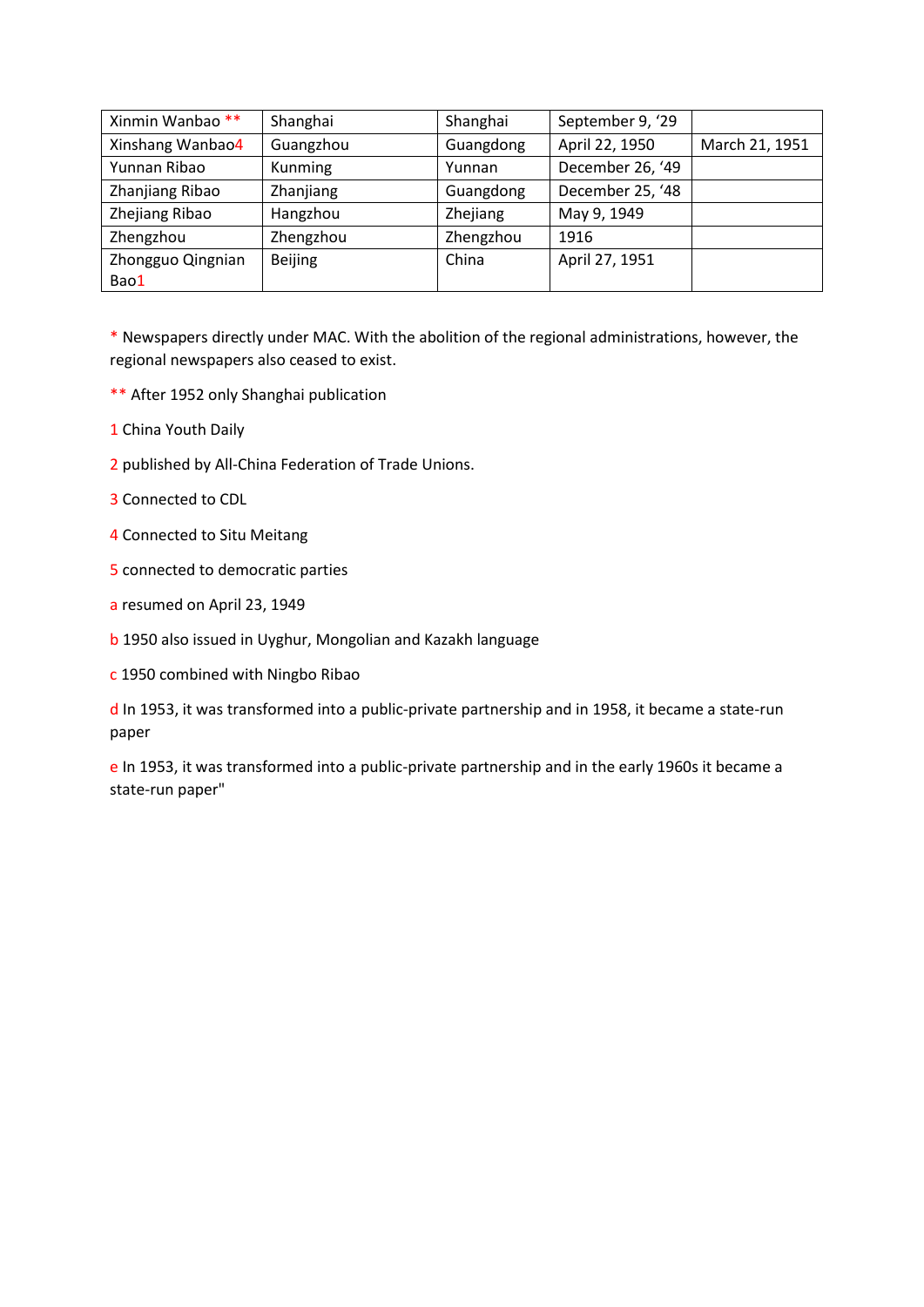| | | | | |
|---|---|---|---|---|
| Xinmin Wanbao ** | Shanghai | Shanghai | September 9, '29 | |
| Xinshang Wanbao4 | Guangzhou | Guangdong | April 22, 1950 | March 21, 1951 |
| Yunnan Ribao | Kunming | Yunnan | December 26, '49 | |
| Zhanjiang Ribao | Zhanjiang | Guangdong | December 25, '48 | |
| Zhejiang Ribao | Hangzhou | Zhejiang | May 9, 1949 | |
| Zhengzhou | Zhengzhou | Zhengzhou | 1916 | |
| Zhongguo Qingnian Bao1 | Beijing | China | April 27, 1951 | |

* Newspapers directly under MAC. With the abolition of the regional administrations, however, the regional newspapers also ceased to exist.

** After 1952 only Shanghai publication

1 China Youth Daily

2 published by All-China Federation of Trade Unions.

3 Connected to CDL

4 Connected to Situ Meitang

5 connected to democratic parties

a resumed on April 23, 1949

b 1950 also issued in Uyghur, Mongolian and Kazakh language

c 1950 combined with Ningbo Ribao

d In 1953, it was transformed into a public-private partnership and in 1958, it became a state-run paper

e In 1953, it was transformed into a public-private partnership and in the early 1960s it became a state-run paper"